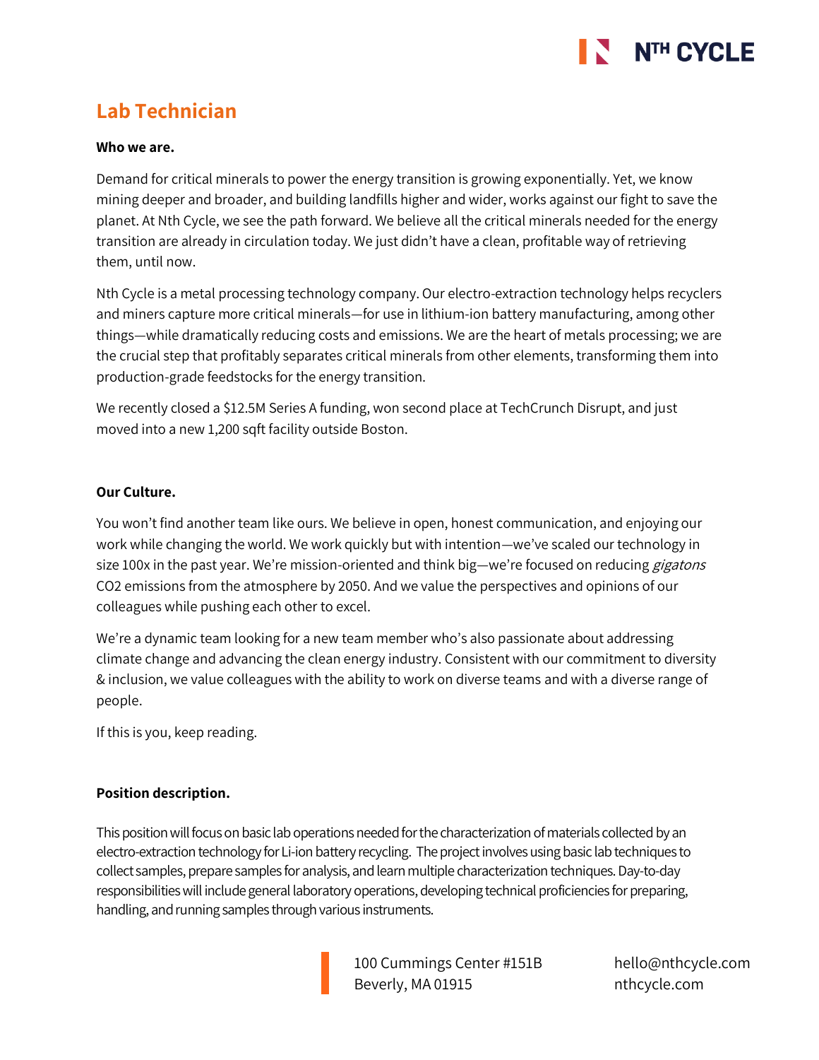# Lab Technician

**Who we are.**

Demand for critical minerals to power the energy transition is growing exponentially. Yet, we know mining deeper and broader, and building landfills higher and wider, works against our fight to save the planet. At Nth Cycle, we see the path forward. We believe all the critical minerals needed for the energy transition are already in circulation today. We just didn't have a clean, profitable way of retrieving them, until now.

Nth Cycle is a metal processing technology company. Our electro-extraction technology helps recyclers and miners capture more critical minerals—for use in lithium-ion battery manufacturing, among other things—while dramatically reducing costs and emissions. We are the heart of metals processing; we are the crucial step that profitably separates critical minerals from other elements, transforming them into production-grade feedstocks for the energy transition.

We recently closed a $12.5M Series A funding, won second place at TechCrunch Disrupt, and just moved into a new 1,200 sqft facility outside Boston.

**Our Culture.**

You won't find another team like ours. We believe in open, honest communication, and enjoying our work while changing the world. We work quickly but with intention—we've scaled our technology in size 100x in the past year. We're mission-oriented and think big—we're focused on reducing *gigatons* $CO_2$ emissions from the atmosphere by 2050. And we value the perspectives and opinions of our colleagues while pushing each other to excel.

We're a dynamic team looking for a new team member who's also passionate about addressing climate change and advancing the clean energy industry. Consistent with our commitment to diversity & inclusion, we value colleagues with the ability to work on diverse teams and with a diverse range of people.

If this is you, keep reading.

**Position description.**

This position will focus on basic lab operations needed for the characterization of materials collected by an electro-extraction technology for Li-ion battery recycling. The project involves using basic lab techniques to collect samples, prepare samples for analysis, and learn multiple characterization techniques. Day-to-day responsibilities will include general laboratory operations, developing technical proficiencies for preparing, handling, and running samples through various instruments.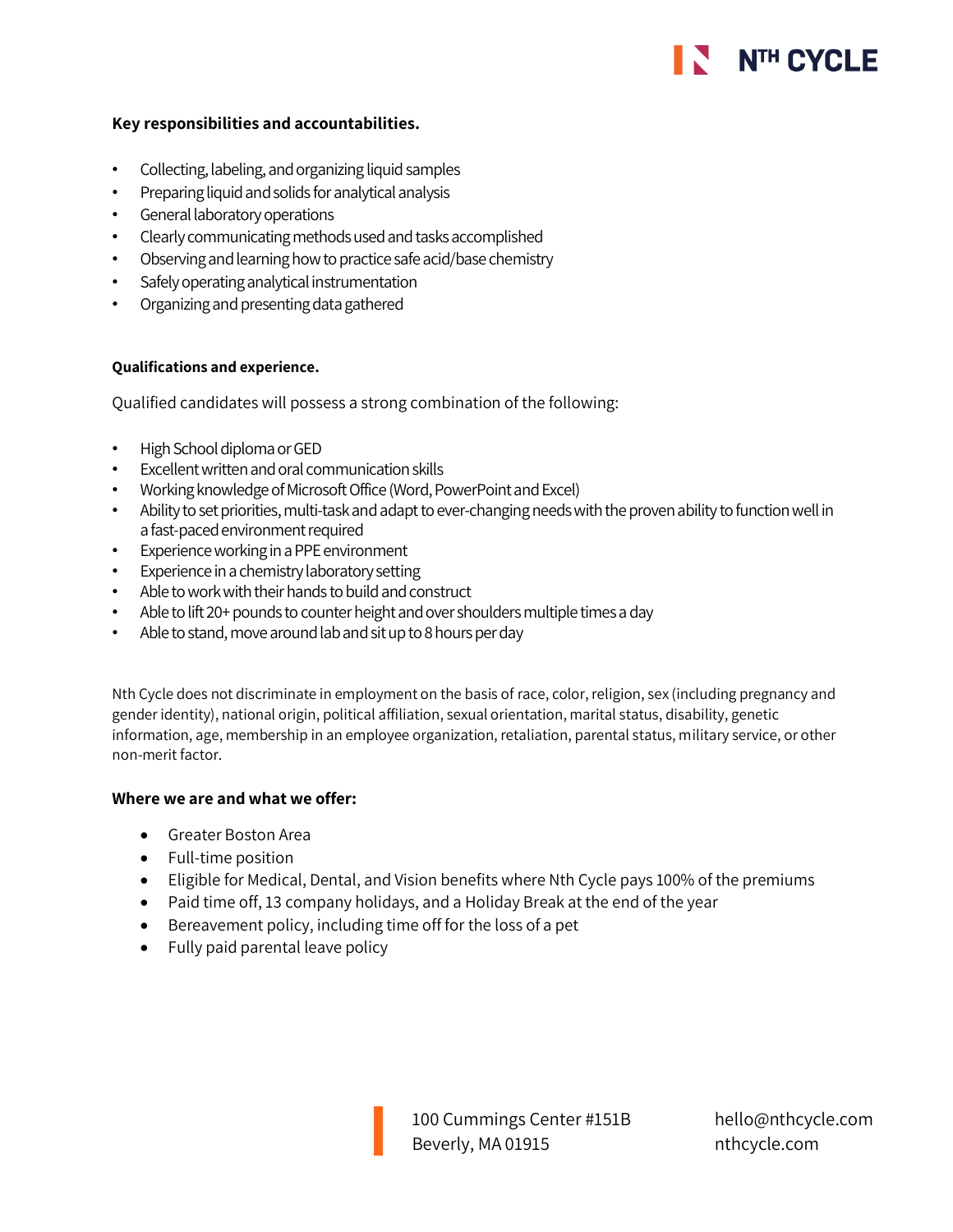**Key responsibilities and accountabilities.**

- Collecting, labeling, and organizing liquid samples
- Preparing liquid and solids for analytical analysis
- General laboratory operations
- Clearly communicating methods used and tasks accomplished
- Observing and learning how to practice safe acid/base chemistry
- Safely operating analytical instrumentation
- Organizing and presenting data gathered

**Qualifications and experience.**

Qualified candidates will possess a strong combination of the following:

- High School diploma or GED
- Excellent written and oral communication skills
- Working knowledge of Microsoft Office (Word, PowerPoint and Excel)
- Ability to set priorities, multi-task and adapt to ever-changing needs with the proven ability to function well in a fast-paced environment required
- Experience working in a PPE environment
- Experience in a chemistry laboratory setting
- Able to work with their hands to build and construct
- Able to lift 20+ pounds to counter height and over shoulders multiple times a day
- Able to stand, move around lab and sit up to 8 hours per day

Nth Cycle does not discriminate in employment on the basis of race, color, religion, sex (including pregnancy and gender identity), national origin, political affiliation, sexual orientation, marital status, disability, genetic information, age, membership in an employee organization, retaliation, parental status, military service, or other non-merit factor.

**Where we are and what we offer:**

- Greater Boston Area
- Full-time position
- Eligible for Medical, Dental, and Vision benefits where Nth Cycle pays 100% of the premiums
- Paid time off, 13 company holidays, and a Holiday Break at the end of the year
- Bereavement policy, including time off for the loss of a pet
- Fully paid parental leave policy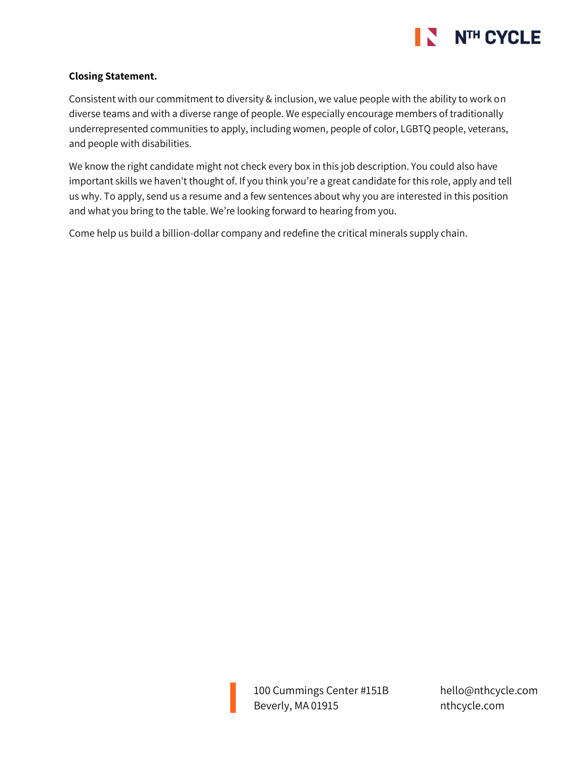**Closing Statement.**

Consistent with our commitment to diversity & inclusion, we value people with the ability to work on diverse teams and with a diverse range of people. We especially encourage members of traditionally underrepresented communities to apply, including women, people of color, LGBTQ people, veterans, and people with disabilities.

We know the right candidate might not check every box in this job description. You could also have important skills we haven't thought of. If you think you're a great candidate for this role, apply and tell us why. To apply, send us a resume and a few sentences about why you are interested in this position and what you bring to the table. We're looking forward to hearing from you.

Come help us build a billion-dollar company and redefine the critical minerals supply chain.